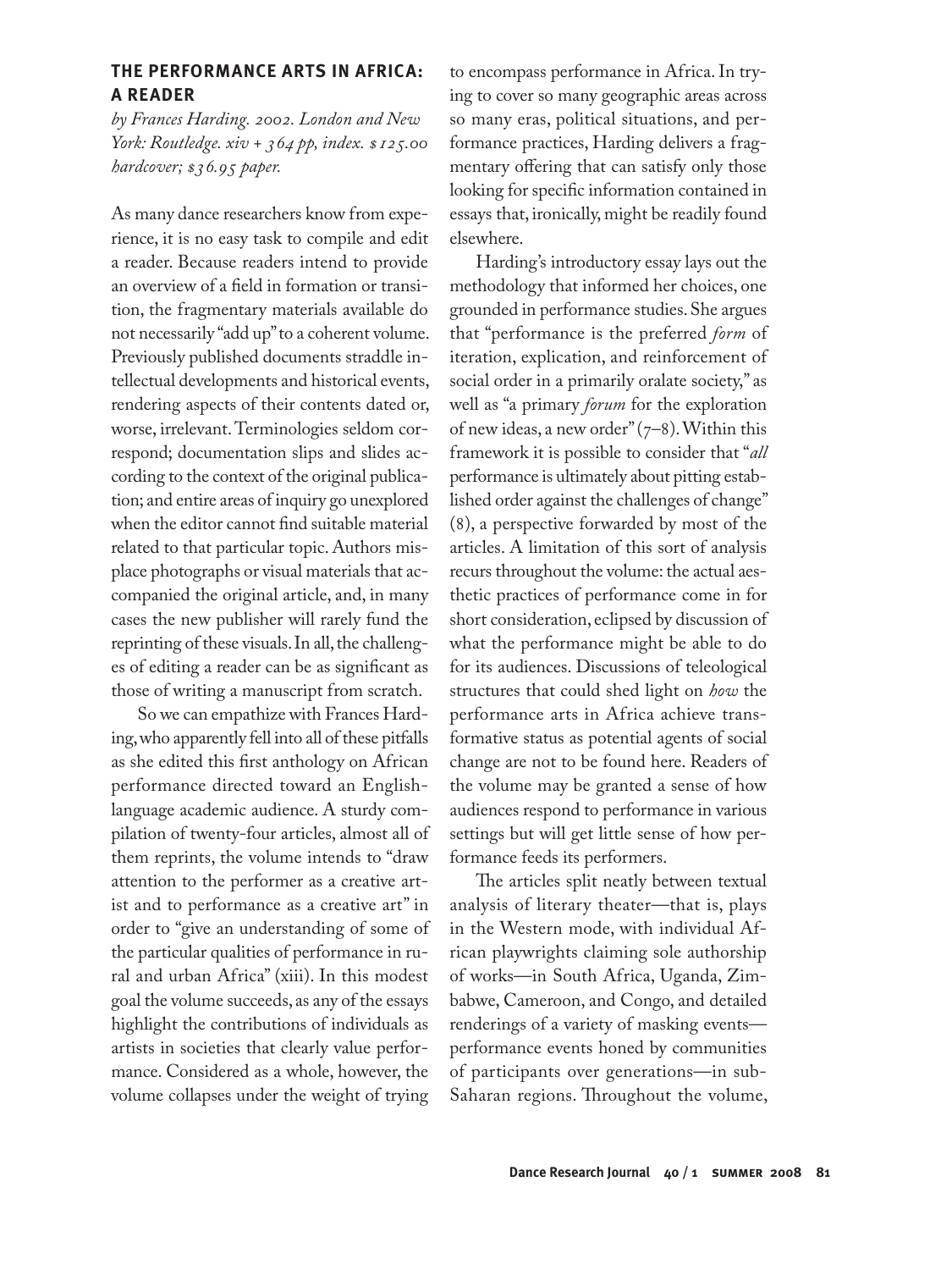## THE PERFORMANCE ARTS IN AFRICA: A READER

*by Frances Harding. 2002. London and New York: Routledge. xiv + 364 pp, index. $125.00 hardcover; $36.95 paper.*

As many dance researchers know from experience, it is no easy task to compile and edit a reader. Because readers intend to provide an overview of a field in formation or transition, the fragmentary materials available do not necessarily "add up" to a coherent volume. Previously published documents straddle intellectual developments and historical events, rendering aspects of their contents dated or, worse, irrelevant. Terminologies seldom correspond; documentation slips and slides according to the context of the original publication; and entire areas of inquiry go unexplored when the editor cannot find suitable material related to that particular topic. Authors misplace photographs or visual materials that accompanied the original article, and, in many cases the new publisher will rarely fund the reprinting of these visuals. In all, the challenges of editing a reader can be as significant as those of writing a manuscript from scratch.

So we can empathize with Frances Harding, who apparently fell into all of these pitfalls as she edited this first anthology on African performance directed toward an English-language academic audience. A sturdy compilation of twenty-four articles, almost all of them reprints, the volume intends to "draw attention to the performer as a creative artist and to performance as a creative art" in order to "give an understanding of some of the particular qualities of performance in rural and urban Africa" (xiii). In this modest goal the volume succeeds, as any of the essays highlight the contributions of individuals as artists in societies that clearly value performance. Considered as a whole, however, the volume collapses under the weight of trying to encompass performance in Africa. In trying to cover so many geographic areas across so many eras, political situations, and performance practices, Harding delivers a fragmentary offering that can satisfy only those looking for specific information contained in essays that, ironically, might be readily found elsewhere.

Harding's introductory essay lays out the methodology that informed her choices, one grounded in performance studies. She argues that "performance is the preferred *form* of iteration, explication, and reinforcement of social order in a primarily oralate society," as well as "a primary *forum* for the exploration of new ideas, a new order" (7–8). Within this framework it is possible to consider that "*all* performance is ultimately about pitting established order against the challenges of change" (8), a perspective forwarded by most of the articles. A limitation of this sort of analysis recurs throughout the volume: the actual aesthetic practices of performance come in for short consideration, eclipsed by discussion of what the performance might be able to do for its audiences. Discussions of teleological structures that could shed light on *how* the performance arts in Africa achieve transformative status as potential agents of social change are not to be found here. Readers of the volume may be granted a sense of how audiences respond to performance in various settings but will get little sense of how performance feeds its performers.

The articles split neatly between textual analysis of literary theater—that is, plays in the Western mode, with individual African playwrights claiming sole authorship of works—in South Africa, Uganda, Zimbabwe, Cameroon, and Congo, and detailed renderings of a variety of masking events—performance events honed by communities of participants over generations—in sub-Saharan regions. Throughout the volume,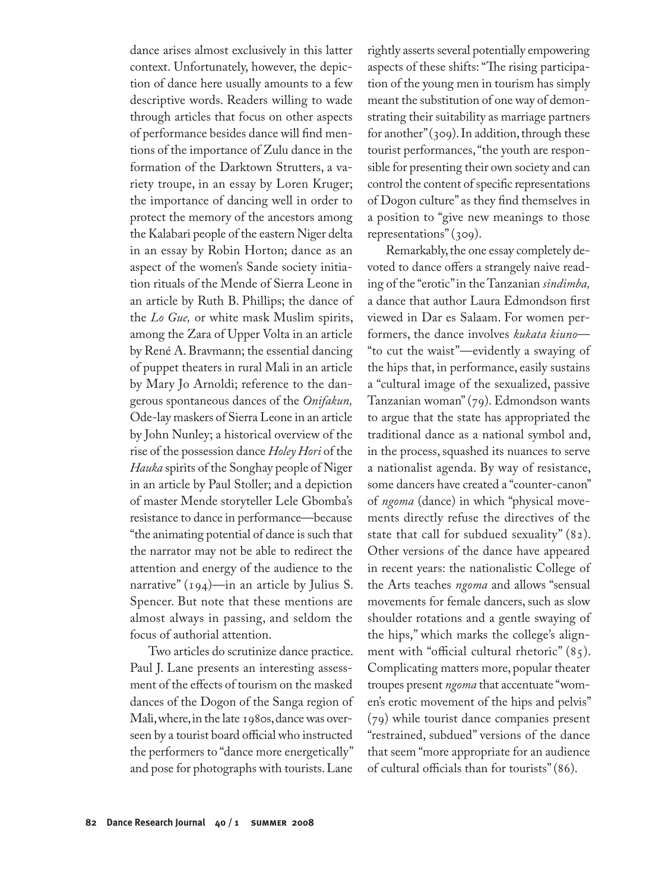dance arises almost exclusively in this latter context. Unfortunately, however, the depiction of dance here usually amounts to a few descriptive words. Readers willing to wade through articles that focus on other aspects of performance besides dance will find mentions of the importance of Zulu dance in the formation of the Darktown Strutters, a variety troupe, in an essay by Loren Kruger; the importance of dancing well in order to protect the memory of the ancestors among the Kalabari people of the eastern Niger delta in an essay by Robin Horton; dance as an aspect of the women's Sande society initiation rituals of the Mende of Sierra Leone in an article by Ruth B. Phillips; the dance of the *Lo Gue,* or white mask Muslim spirits, among the Zara of Upper Volta in an article by René A. Bravmann; the essential dancing of puppet theaters in rural Mali in an article by Mary Jo Arnoldi; reference to the dangerous spontaneous dances of the *Onifakun,* Ode-lay maskers of Sierra Leone in an article by John Nunley; a historical overview of the rise of the possession dance *Holey Hori* of the *Hauka* spirits of the Songhay people of Niger in an article by Paul Stoller; and a depiction of master Mende storyteller Lele Gbomba's resistance to dance in performance—because "the animating potential of dance is such that the narrator may not be able to redirect the attention and energy of the audience to the narrative" (194)—in an article by Julius S. Spencer. But note that these mentions are almost always in passing, and seldom the focus of authorial attention.

Two articles do scrutinize dance practice. Paul J. Lane presents an interesting assessment of the effects of tourism on the masked dances of the Dogon of the Sanga region of Mali, where, in the late 1980s, dance was overseen by a tourist board official who instructed the performers to "dance more energetically" and pose for photographs with tourists. Lane rightly asserts several potentially empowering aspects of these shifts: "The rising participation of the young men in tourism has simply meant the substitution of one way of demonstrating their suitability as marriage partners for another" (309). In addition, through these tourist performances, "the youth are responsible for presenting their own society and can control the content of specific representations of Dogon culture" as they find themselves in a position to "give new meanings to those representations" (309).

Remarkably, the one essay completely devoted to dance offers a strangely naive reading of the "erotic" in the Tanzanian *sindimba,* a dance that author Laura Edmondson first viewed in Dar es Salaam. For women performers, the dance involves *kukata kiuno*—"to cut the waist"—evidently a swaying of the hips that, in performance, easily sustains a "cultural image of the sexualized, passive Tanzanian woman" (79). Edmondson wants to argue that the state has appropriated the traditional dance as a national symbol and, in the process, squashed its nuances to serve a nationalist agenda. By way of resistance, some dancers have created a "counter-canon" of *ngoma* (dance) in which "physical movements directly refuse the directives of the state that call for subdued sexuality" (82). Other versions of the dance have appeared in recent years: the nationalistic College of the Arts teaches *ngoma* and allows "sensual movements for female dancers, such as slow shoulder rotations and a gentle swaying of the hips," which marks the college's alignment with "official cultural rhetoric" (85). Complicating matters more, popular theater troupes present *ngoma* that accentuate "women's erotic movement of the hips and pelvis" (79) while tourist dance companies present "restrained, subdued" versions of the dance that seem "more appropriate for an audience of cultural officials than for tourists" (86).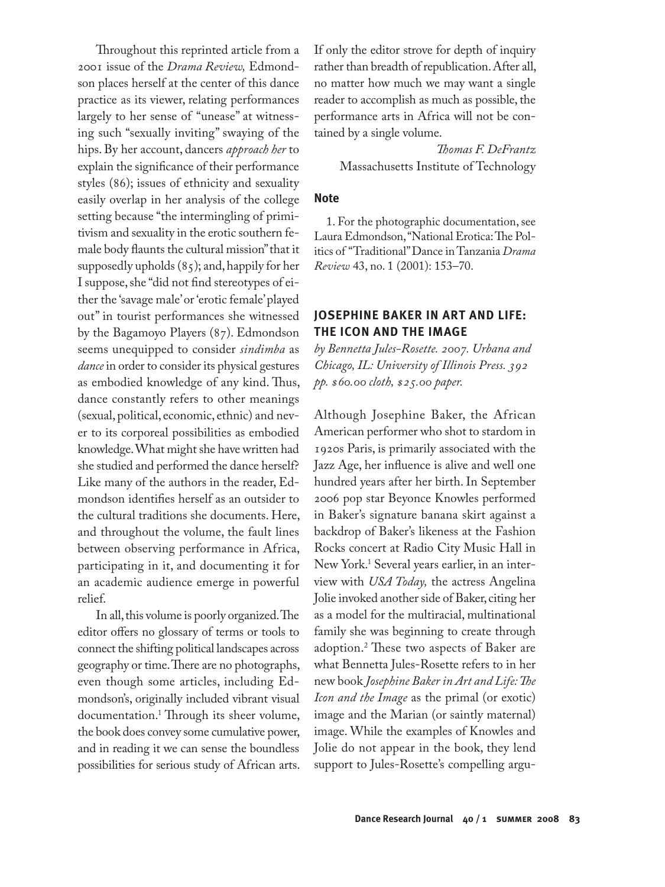Throughout this reprinted article from a 2001 issue of the *Drama Review,* Edmondson places herself at the center of this dance practice as its viewer, relating performances largely to her sense of "unease" at witnessing such "sexually inviting" swaying of the hips. By her account, dancers *approach her* to explain the significance of their performance styles (86); issues of ethnicity and sexuality easily overlap in her analysis of the college setting because "the intermingling of primitivism and sexuality in the erotic southern female body flaunts the cultural mission" that it supposedly upholds (85); and, happily for her I suppose, she "did not find stereotypes of either the 'savage male' or 'erotic female' played out" in tourist performances she witnessed by the Bagamoyo Players (87). Edmondson seems unequipped to consider *sindimba* as *dance* in order to consider its physical gestures as embodied knowledge of any kind. Thus, dance constantly refers to other meanings (sexual, political, economic, ethnic) and never to its corporeal possibilities as embodied knowledge. What might she have written had she studied and performed the dance herself? Like many of the authors in the reader, Edmondson identifies herself as an outsider to the cultural traditions she documents. Here, and throughout the volume, the fault lines between observing performance in Africa, participating in it, and documenting it for an academic audience emerge in powerful relief.

In all, this volume is poorly organized. The editor offers no glossary of terms or tools to connect the shifting political landscapes across geography or time. There are no photographs, even though some articles, including Edmondson's, originally included vibrant visual documentation.[1] Through its sheer volume, the book does convey some cumulative power, and in reading it we can sense the boundless possibilities for serious study of African arts. If only the editor strove for depth of inquiry rather than breadth of republication. After all, no matter how much we may want a single reader to accomplish as much as possible, the performance arts in Africa will not be contained by a single volume.

*Thomas F. DeFrantz*
Massachusetts Institute of Technology

### Note

1. For the photographic documentation, see Laura Edmondson, "National Erotica: The Politics of "Traditional" Dance in Tanzania *Drama Review* 43, no. 1 (2001): 153–70.

## JOSEPHINE BAKER IN ART AND LIFE: THE ICON AND THE IMAGE

*by Bennetta Jules-Rosette. 2007. Urbana and Chicago, IL: University of Illinois Press. 392 pp. $60.00 cloth, $25.00 paper.*

Although Josephine Baker, the African American performer who shot to stardom in 1920s Paris, is primarily associated with the Jazz Age, her influence is alive and well one hundred years after her birth. In September 2006 pop star Beyonce Knowles performed in Baker's signature banana skirt against a backdrop of Baker's likeness at the Fashion Rocks concert at Radio City Music Hall in New York.[1] Several years earlier, in an interview with *USA Today,* the actress Angelina Jolie invoked another side of Baker, citing her as a model for the multiracial, multinational family she was beginning to create through adoption.[2] These two aspects of Baker are what Bennetta Jules-Rosette refers to in her new book *Josephine Baker in Art and Life: The Icon and the Image* as the primal (or exotic) image and the Marian (or saintly maternal) image. While the examples of Knowles and Jolie do not appear in the book, they lend support to Jules-Rosette's compelling argu-